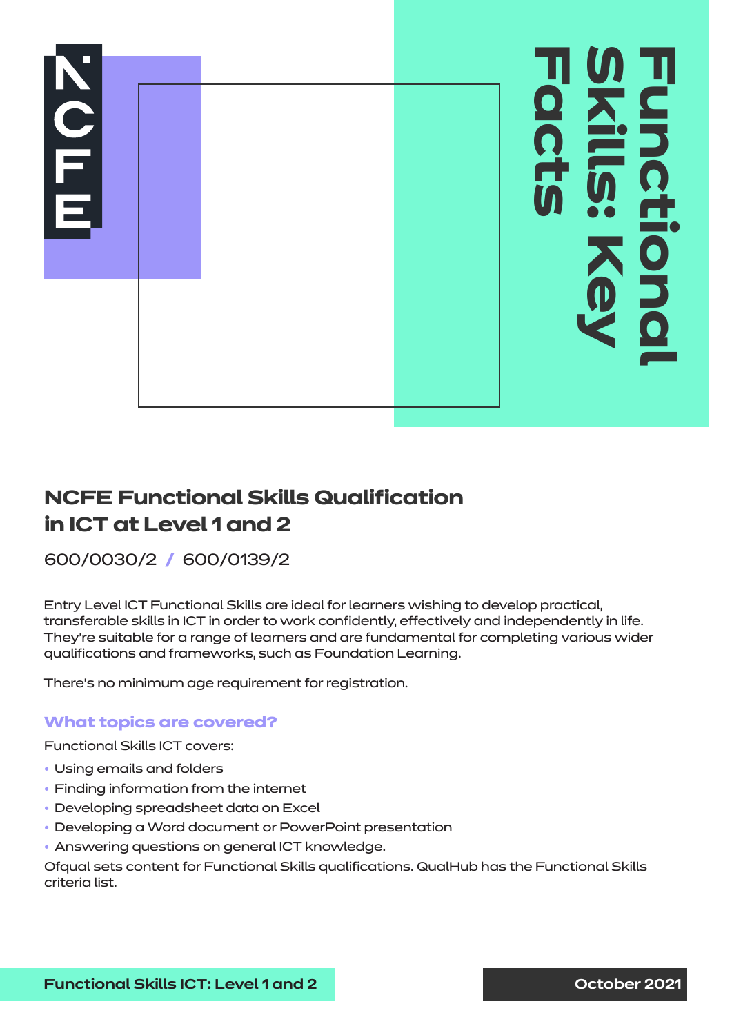# Functional Skills: Key Facts

## NCFE Functional Skills Qualification in ICT at Level 1 and 2

600/0030/2 / 600/0139/2

Entry Level ICT Functional Skills are ideal for learners wishing to develop practical, transferable skills in ICT in order to work confidently, effectively and independently in life. They're suitable for a range of learners and are fundamental for completing various wider qualifications and frameworks, such as Foundation Learning.

There's no minimum age requirement for registration.

### What topics are covered?

Functional Skills ICT covers:

- Using emails and folders
- Finding information from the internet
- Developing spreadsheet data on Excel
- Developing a Word document or PowerPoint presentation
- Answering questions on general ICT knowledge.

Ofqual sets content for Functional Skills qualifications. QualHub has the Functional Skills criteria list.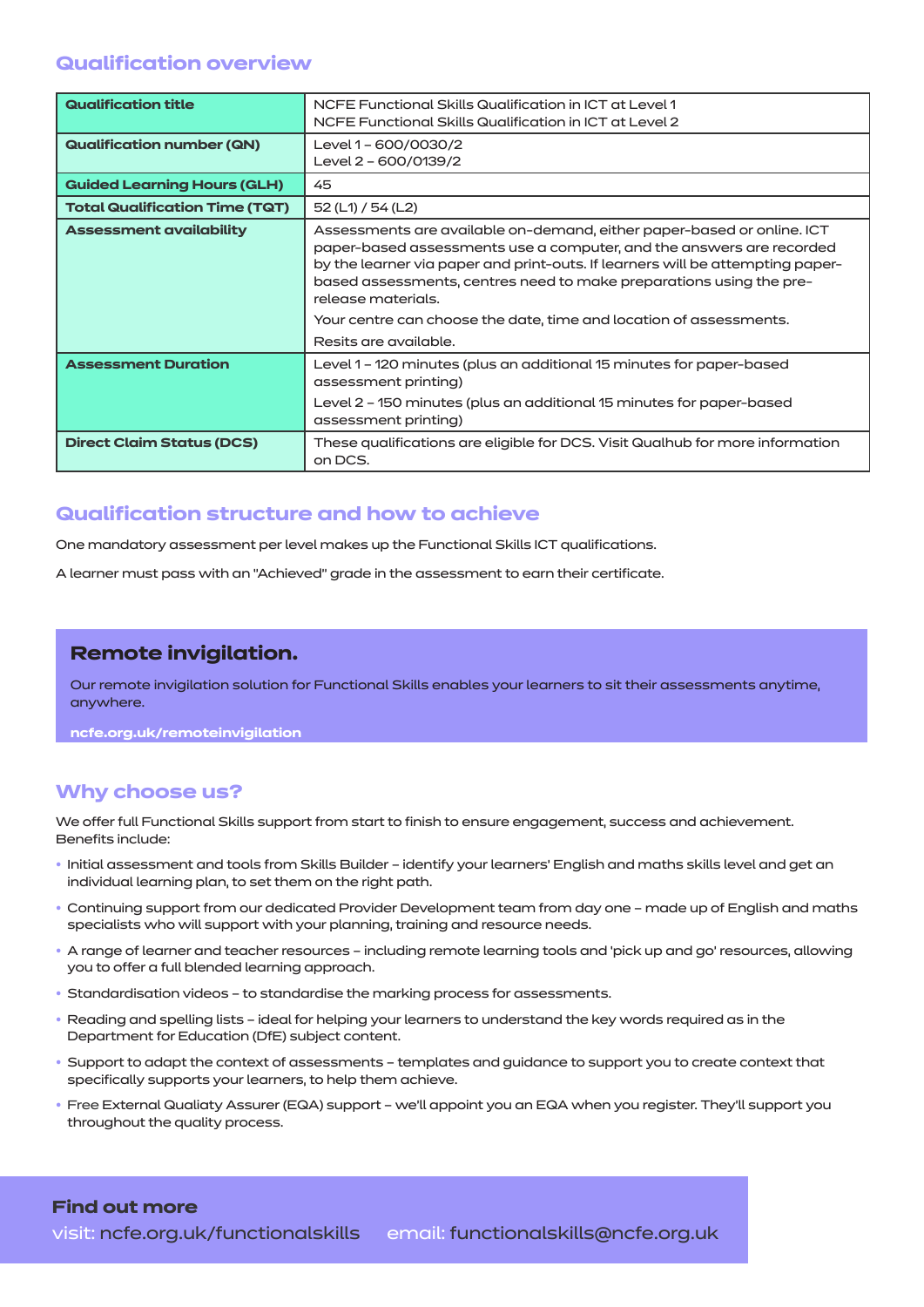## Qualification overview

| | |
|---|---|
| **Qualification title** | NCFE Functional Skills Qualification in ICT at Level 1<br>NCFE Functional Skills Qualification in ICT at Level 2 |
| **Qualification number (QN)** | Level 1 – 600/0030/2<br>Level 2 – 600/0139/2 |
| **Guided Learning Hours (GLH)** | 45 |
| **Total Qualification Time (TQT)** | 52 (L1) / 54 (L2) |
| **Assessment availability** | Assessments are available on-demand, either paper-based or online. ICT paper-based assessments use a computer, and the answers are recorded by the learner via paper and print-outs. If learners will be attempting paper-based assessments, centres need to make preparations using the pre-release materials.<br>Your centre can choose the date, time and location of assessments.<br>Resits are available. |
| **Assessment Duration** | Level 1 – 120 minutes (plus an additional 15 minutes for paper-based assessment printing)<br>Level 2 – 150 minutes (plus an additional 15 minutes for paper-based assessment printing) |
| **Direct Claim Status (DCS)** | These qualifications are eligible for DCS. Visit Qualhub for more information on DCS. |

## Qualification structure and how to achieve

One mandatory assessment per level makes up the Functional Skills ICT qualifications.

A learner must pass with an "Achieved" grade in the assessment to earn their certificate.

### Remote invigilation.

Our remote invigilation solution for Functional Skills enables your learners to sit their assessments anytime, anywhere.

**ncfe.org.uk/remoteinvigilation**

## Why choose us?

We offer full Functional Skills support from start to finish to ensure engagement, success and achievement. Benefits include:

- Initial assessment and tools from Skills Builder – identify your learners' English and maths skills level and get an individual learning plan, to set them on the right path.
- Continuing support from our dedicated Provider Development team from day one – made up of English and maths specialists who will support with your planning, training and resource needs.
- A range of learner and teacher resources – including remote learning tools and 'pick up and go' resources, allowing you to offer a full blended learning approach.
- Standardisation videos – to standardise the marking process for assessments.
- Reading and spelling lists – ideal for helping your learners to understand the key words required as in the Department for Education (DfE) subject content.
- Support to adapt the context of assessments – templates and guidance to support you to create context that specifically supports your learners, to help them achieve.
- Free External Qualiaty Assurer (EQA) support – we'll appoint you an EQA when you register. They'll support you throughout the quality process.

### Find out more

visit: ncfe.org.uk/functionalskills     email: functionalskills@ncfe.org.uk